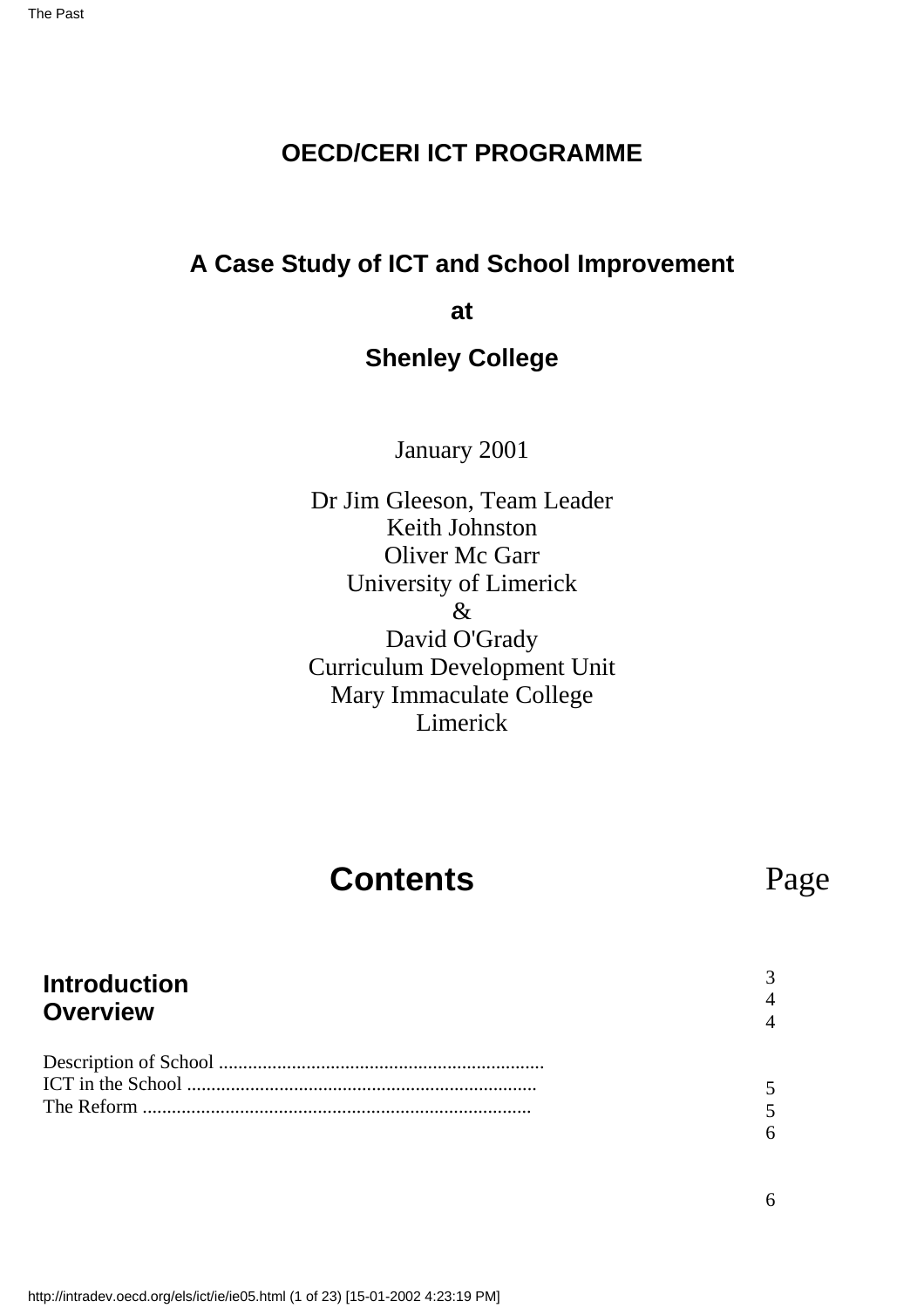# OECD/CERI ICT PROGRAMME

## A Case Study of ICT and School Improvement

## at

## Shenley College

January 2001

Dr Jim Gleeson, Team Leader
Keith Johnston
Oliver Mc Garr
University of Limerick
&
David O'Grady
Curriculum Development Unit
Mary Immaculate College
Limerick

## Contents

| | Page |
|---|---|
| **Introduction** | 3 |
| **Overview** | 4 |
| | 4 |
| Description of School .................................................................. | 5 |
| ICT in the School ....................................................................... | 5 |
| The Reform ................................................................................ | 6 |
| | 6 |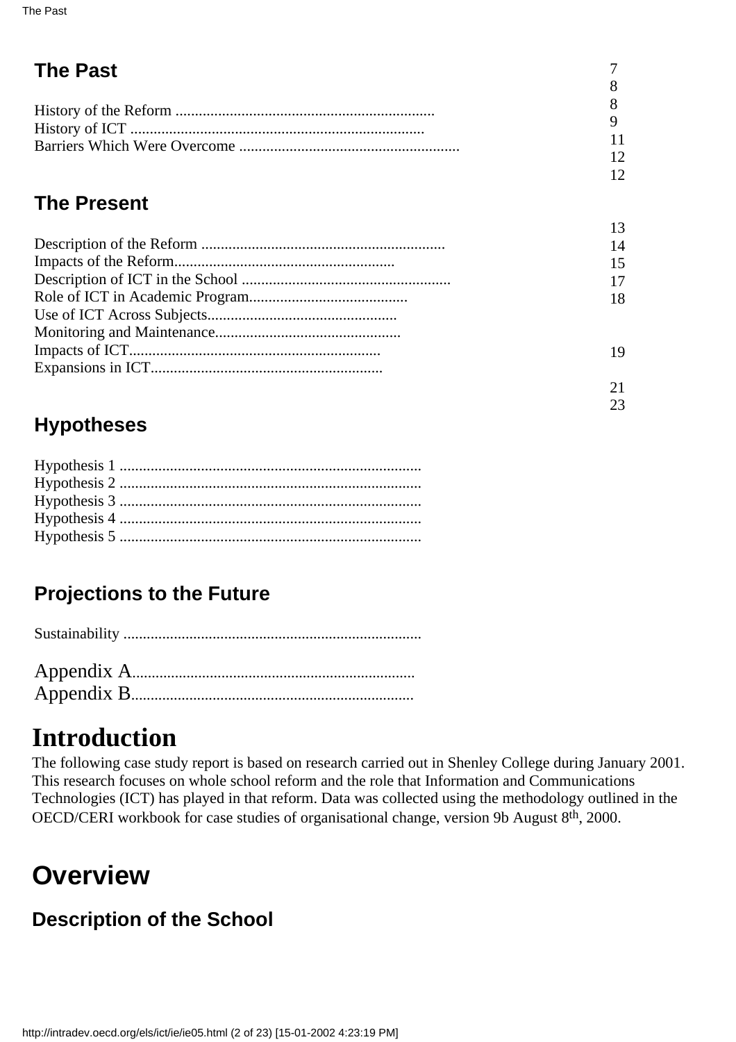## The Past

History of the Reform ..................................................................
History of ICT ...........................................................................
Barriers Which Were Overcome .........................................................

7
8
8
9
11
12
12

## The Present

Description of the Reform ..............................................................
Impacts of the Reform........................................................
Description of ICT in the School .....................................................
Role of ICT in Academic Program........................................
Use of ICT Across Subjects................................................
Monitoring and Maintenance...............................................
Impacts of ICT................................................................
Expansions in ICT...........................................................

13
14
15
17
18

19

21
23

## Hypotheses

Hypothesis 1 .............................................................................
Hypothesis 2 .............................................................................
Hypothesis 3 .............................................................................
Hypothesis 4 .............................................................................
Hypothesis 5 .............................................................................

## Projections to the Future

Sustainability ............................................................................

Appendix A.......................................................................
Appendix B.......................................................................

# Introduction

The following case study report is based on research carried out in Shenley College during January 2001. This research focuses on whole school reform and the role that Information and Communications Technologies (ICT) has played in that reform. Data was collected using the methodology outlined in the OECD/CERI workbook for case studies of organisational change, version 9b August 8th, 2000.

# Overview

## Description of the School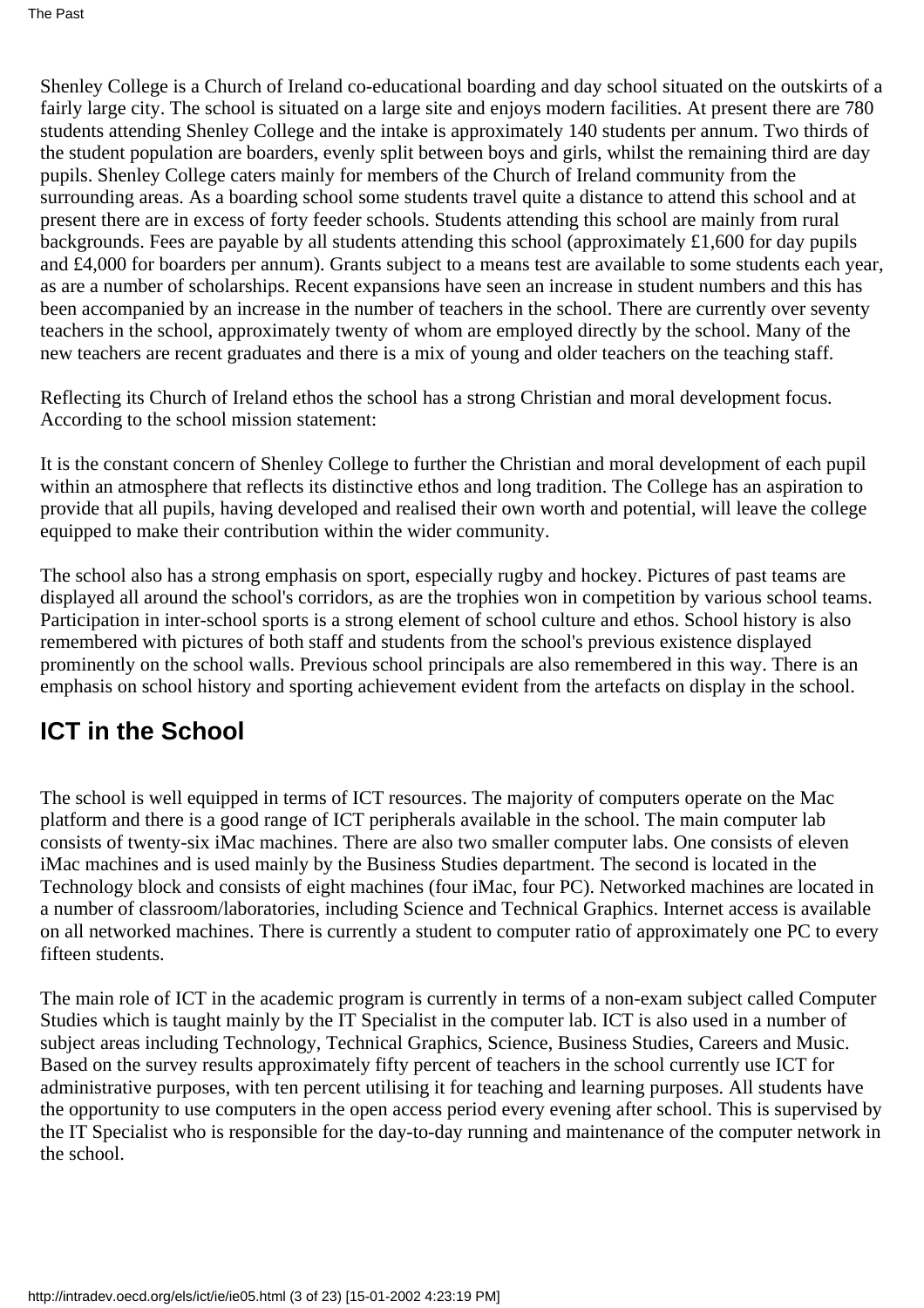Shenley College is a Church of Ireland co-educational boarding and day school situated on the outskirts of a fairly large city. The school is situated on a large site and enjoys modern facilities. At present there are 780 students attending Shenley College and the intake is approximately 140 students per annum. Two thirds of the student population are boarders, evenly split between boys and girls, whilst the remaining third are day pupils. Shenley College caters mainly for members of the Church of Ireland community from the surrounding areas. As a boarding school some students travel quite a distance to attend this school and at present there are in excess of forty feeder schools. Students attending this school are mainly from rural backgrounds. Fees are payable by all students attending this school (approximately £1,600 for day pupils and £4,000 for boarders per annum). Grants subject to a means test are available to some students each year, as are a number of scholarships. Recent expansions have seen an increase in student numbers and this has been accompanied by an increase in the number of teachers in the school. There are currently over seventy teachers in the school, approximately twenty of whom are employed directly by the school. Many of the new teachers are recent graduates and there is a mix of young and older teachers on the teaching staff.

Reflecting its Church of Ireland ethos the school has a strong Christian and moral development focus. According to the school mission statement:

It is the constant concern of Shenley College to further the Christian and moral development of each pupil within an atmosphere that reflects its distinctive ethos and long tradition. The College has an aspiration to provide that all pupils, having developed and realised their own worth and potential, will leave the college equipped to make their contribution within the wider community.

The school also has a strong emphasis on sport, especially rugby and hockey. Pictures of past teams are displayed all around the school's corridors, as are the trophies won in competition by various school teams. Participation in inter-school sports is a strong element of school culture and ethos. School history is also remembered with pictures of both staff and students from the school's previous existence displayed prominently on the school walls. Previous school principals are also remembered in this way. There is an emphasis on school history and sporting achievement evident from the artefacts on display in the school.

## ICT in the School

The school is well equipped in terms of ICT resources. The majority of computers operate on the Mac platform and there is a good range of ICT peripherals available in the school. The main computer lab consists of twenty-six iMac machines. There are also two smaller computer labs. One consists of eleven iMac machines and is used mainly by the Business Studies department. The second is located in the Technology block and consists of eight machines (four iMac, four PC). Networked machines are located in a number of classroom/laboratories, including Science and Technical Graphics. Internet access is available on all networked machines. There is currently a student to computer ratio of approximately one PC to every fifteen students.

The main role of ICT in the academic program is currently in terms of a non-exam subject called Computer Studies which is taught mainly by the IT Specialist in the computer lab. ICT is also used in a number of subject areas including Technology, Technical Graphics, Science, Business Studies, Careers and Music. Based on the survey results approximately fifty percent of teachers in the school currently use ICT for administrative purposes, with ten percent utilising it for teaching and learning purposes. All students have the opportunity to use computers in the open access period every evening after school. This is supervised by the IT Specialist who is responsible for the day-to-day running and maintenance of the computer network in the school.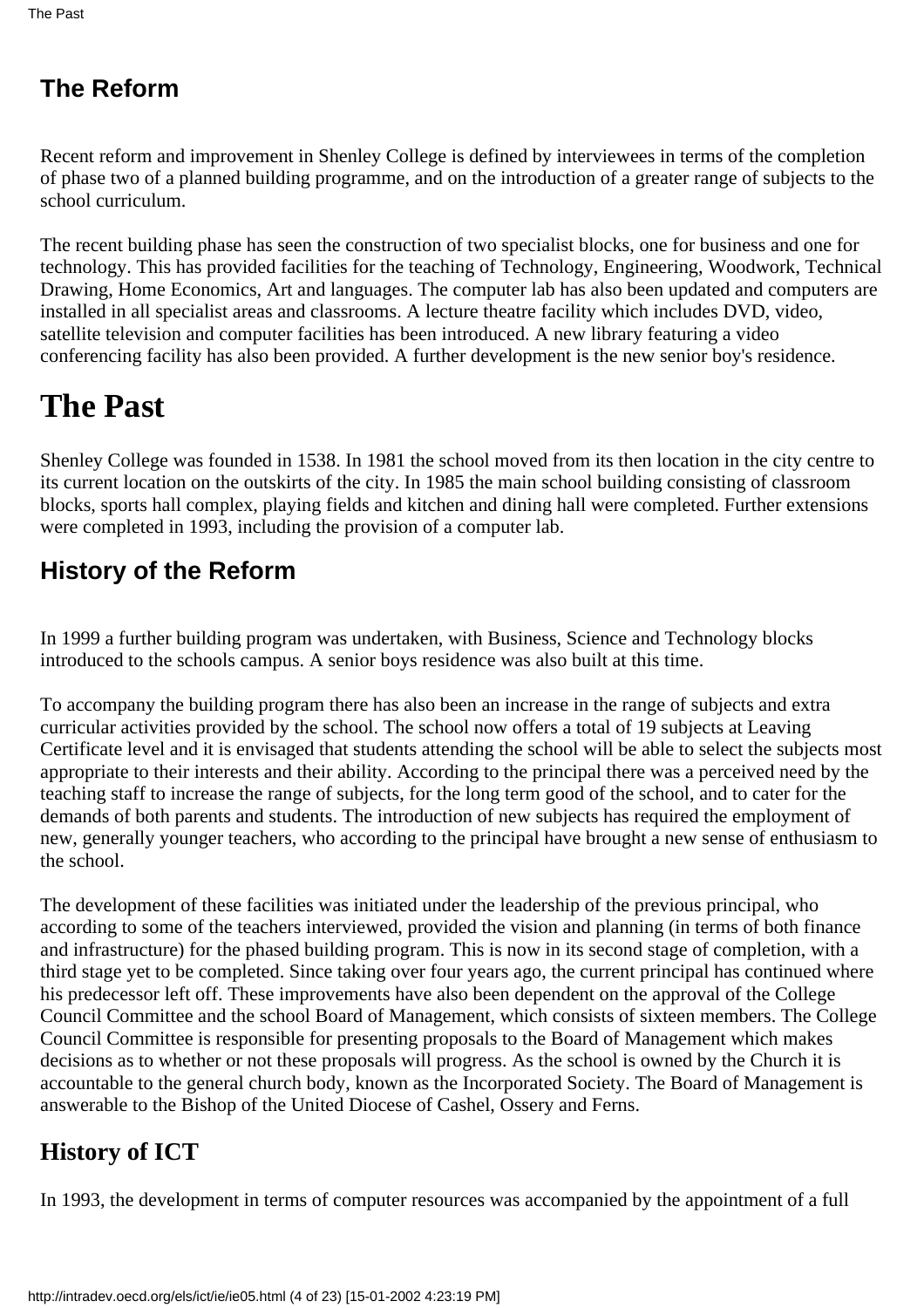## The Reform

Recent reform and improvement in Shenley College is defined by interviewees in terms of the completion of phase two of a planned building programme, and on the introduction of a greater range of subjects to the school curriculum.

The recent building phase has seen the construction of two specialist blocks, one for business and one for technology. This has provided facilities for the teaching of Technology, Engineering, Woodwork, Technical Drawing, Home Economics, Art and languages. The computer lab has also been updated and computers are installed in all specialist areas and classrooms. A lecture theatre facility which includes DVD, video, satellite television and computer facilities has been introduced. A new library featuring a video conferencing facility has also been provided. A further development is the new senior boy's residence.

# The Past

Shenley College was founded in 1538. In 1981 the school moved from its then location in the city centre to its current location on the outskirts of the city. In 1985 the main school building consisting of classroom blocks, sports hall complex, playing fields and kitchen and dining hall were completed. Further extensions were completed in 1993, including the provision of a computer lab.

## History of the Reform

In 1999 a further building program was undertaken, with Business, Science and Technology blocks introduced to the schools campus. A senior boys residence was also built at this time.

To accompany the building program there has also been an increase in the range of subjects and extra curricular activities provided by the school. The school now offers a total of 19 subjects at Leaving Certificate level and it is envisaged that students attending the school will be able to select the subjects most appropriate to their interests and their ability. According to the principal there was a perceived need by the teaching staff to increase the range of subjects, for the long term good of the school, and to cater for the demands of both parents and students. The introduction of new subjects has required the employment of new, generally younger teachers, who according to the principal have brought a new sense of enthusiasm to the school.

The development of these facilities was initiated under the leadership of the previous principal, who according to some of the teachers interviewed, provided the vision and planning (in terms of both finance and infrastructure) for the phased building program. This is now in its second stage of completion, with a third stage yet to be completed. Since taking over four years ago, the current principal has continued where his predecessor left off. These improvements have also been dependent on the approval of the College Council Committee and the school Board of Management, which consists of sixteen members. The College Council Committee is responsible for presenting proposals to the Board of Management which makes decisions as to whether or not these proposals will progress. As the school is owned by the Church it is accountable to the general church body, known as the Incorporated Society. The Board of Management is answerable to the Bishop of the United Diocese of Cashel, Ossery and Ferns.

## History of ICT

In 1993, the development in terms of computer resources was accompanied by the appointment of a full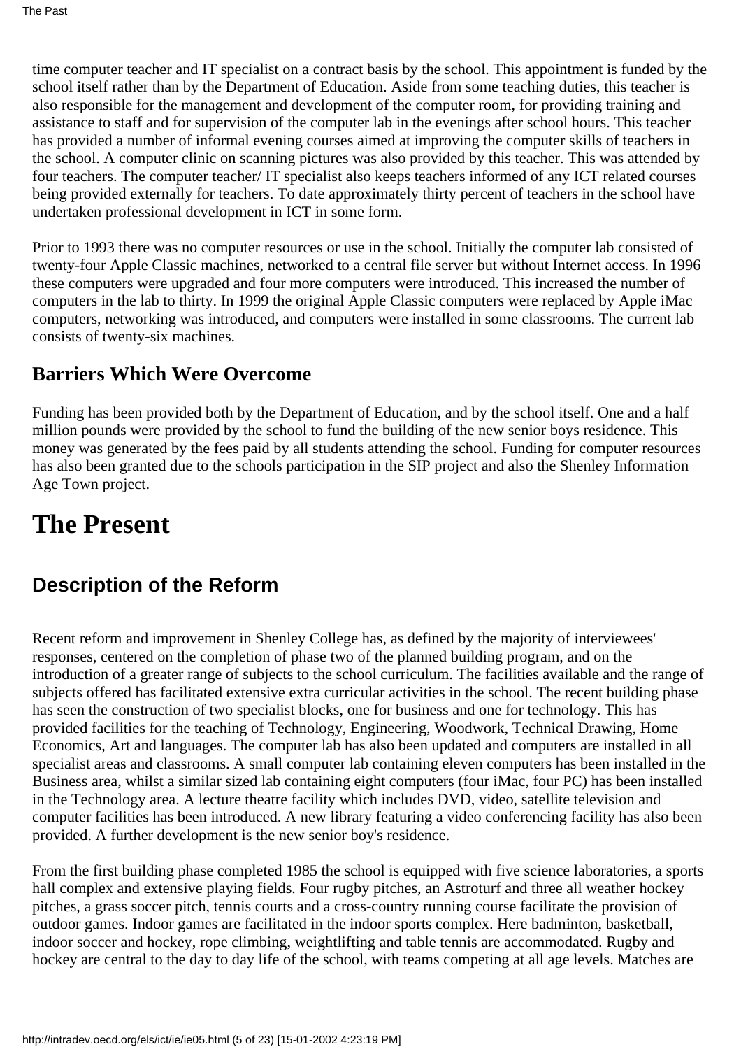time computer teacher and IT specialist on a contract basis by the school. This appointment is funded by the school itself rather than by the Department of Education. Aside from some teaching duties, this teacher is also responsible for the management and development of the computer room, for providing training and assistance to staff and for supervision of the computer lab in the evenings after school hours. This teacher has provided a number of informal evening courses aimed at improving the computer skills of teachers in the school. A computer clinic on scanning pictures was also provided by this teacher. This was attended by four teachers. The computer teacher/ IT specialist also keeps teachers informed of any ICT related courses being provided externally for teachers. To date approximately thirty percent of teachers in the school have undertaken professional development in ICT in some form.

Prior to 1993 there was no computer resources or use in the school. Initially the computer lab consisted of twenty-four Apple Classic machines, networked to a central file server but without Internet access. In 1996 these computers were upgraded and four more computers were introduced. This increased the number of computers in the lab to thirty. In 1999 the original Apple Classic computers were replaced by Apple iMac computers, networking was introduced, and computers were installed in some classrooms. The current lab consists of twenty-six machines.

### Barriers Which Were Overcome

Funding has been provided both by the Department of Education, and by the school itself. One and a half million pounds were provided by the school to fund the building of the new senior boys residence. This money was generated by the fees paid by all students attending the school. Funding for computer resources has also been granted due to the schools participation in the SIP project and also the Shenley Information Age Town project.

# The Present

## Description of the Reform

Recent reform and improvement in Shenley College has, as defined by the majority of interviewees' responses, centered on the completion of phase two of the planned building program, and on the introduction of a greater range of subjects to the school curriculum. The facilities available and the range of subjects offered has facilitated extensive extra curricular activities in the school. The recent building phase has seen the construction of two specialist blocks, one for business and one for technology. This has provided facilities for the teaching of Technology, Engineering, Woodwork, Technical Drawing, Home Economics, Art and languages. The computer lab has also been updated and computers are installed in all specialist areas and classrooms. A small computer lab containing eleven computers has been installed in the Business area, whilst a similar sized lab containing eight computers (four iMac, four PC) has been installed in the Technology area. A lecture theatre facility which includes DVD, video, satellite television and computer facilities has been introduced. A new library featuring a video conferencing facility has also been provided. A further development is the new senior boy's residence.

From the first building phase completed 1985 the school is equipped with five science laboratories, a sports hall complex and extensive playing fields. Four rugby pitches, an Astroturf and three all weather hockey pitches, a grass soccer pitch, tennis courts and a cross-country running course facilitate the provision of outdoor games. Indoor games are facilitated in the indoor sports complex. Here badminton, basketball, indoor soccer and hockey, rope climbing, weightlifting and table tennis are accommodated. Rugby and hockey are central to the day to day life of the school, with teams competing at all age levels. Matches are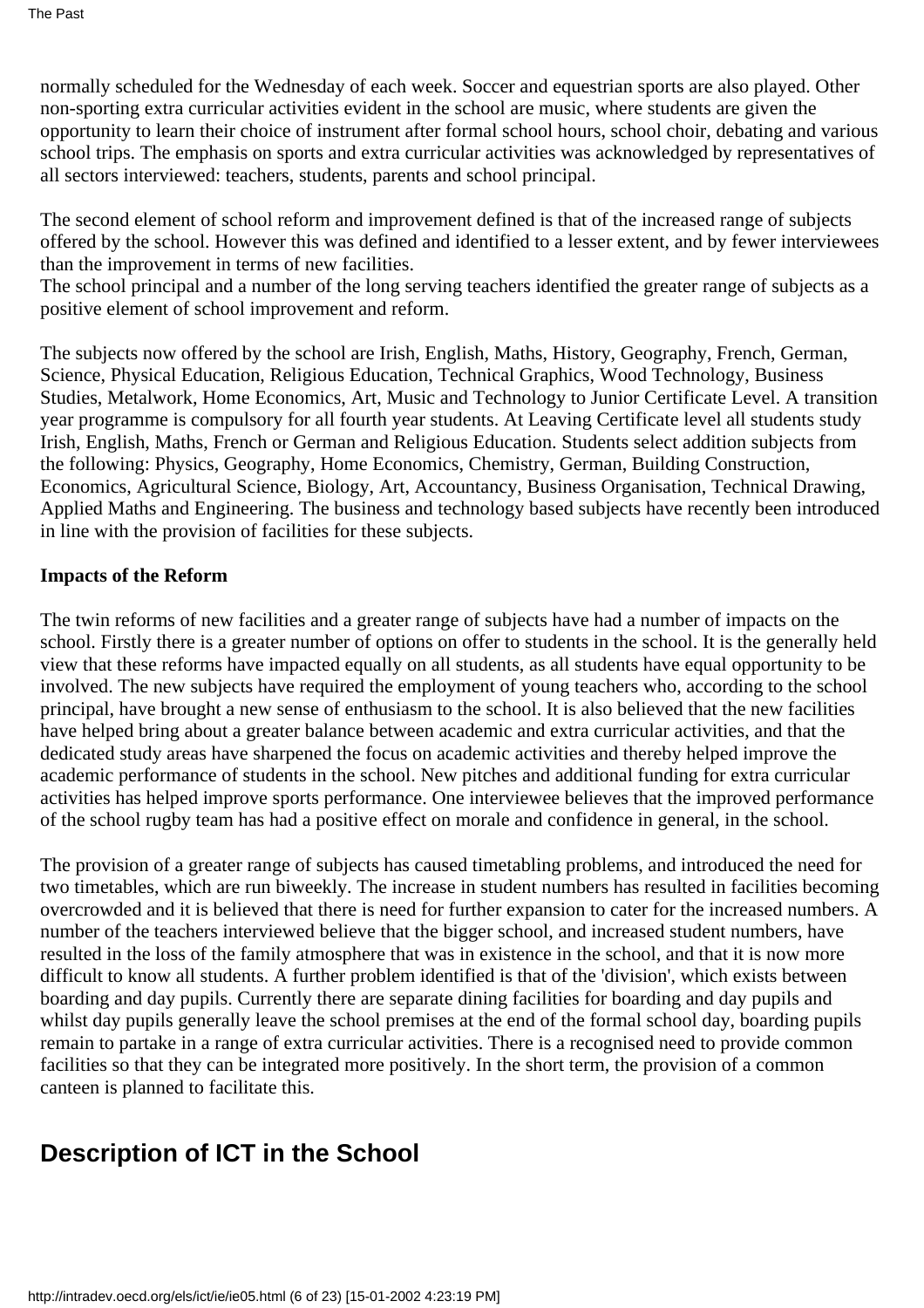normally scheduled for the Wednesday of each week. Soccer and equestrian sports are also played. Other non-sporting extra curricular activities evident in the school are music, where students are given the opportunity to learn their choice of instrument after formal school hours, school choir, debating and various school trips. The emphasis on sports and extra curricular activities was acknowledged by representatives of all sectors interviewed: teachers, students, parents and school principal.

The second element of school reform and improvement defined is that of the increased range of subjects offered by the school. However this was defined and identified to a lesser extent, and by fewer interviewees than the improvement in terms of new facilities.
The school principal and a number of the long serving teachers identified the greater range of subjects as a positive element of school improvement and reform.

The subjects now offered by the school are Irish, English, Maths, History, Geography, French, German, Science, Physical Education, Religious Education, Technical Graphics, Wood Technology, Business Studies, Metalwork, Home Economics, Art, Music and Technology to Junior Certificate Level. A transition year programme is compulsory for all fourth year students. At Leaving Certificate level all students study Irish, English, Maths, French or German and Religious Education. Students select addition subjects from the following: Physics, Geography, Home Economics, Chemistry, German, Building Construction, Economics, Agricultural Science, Biology, Art, Accountancy, Business Organisation, Technical Drawing, Applied Maths and Engineering. The business and technology based subjects have recently been introduced in line with the provision of facilities for these subjects.

**Impacts of the Reform**

The twin reforms of new facilities and a greater range of subjects have had a number of impacts on the school. Firstly there is a greater number of options on offer to students in the school. It is the generally held view that these reforms have impacted equally on all students, as all students have equal opportunity to be involved. The new subjects have required the employment of young teachers who, according to the school principal, have brought a new sense of enthusiasm to the school. It is also believed that the new facilities have helped bring about a greater balance between academic and extra curricular activities, and that the dedicated study areas have sharpened the focus on academic activities and thereby helped improve the academic performance of students in the school. New pitches and additional funding for extra curricular activities has helped improve sports performance. One interviewee believes that the improved performance of the school rugby team has had a positive effect on morale and confidence in general, in the school.

The provision of a greater range of subjects has caused timetabling problems, and introduced the need for two timetables, which are run biweekly. The increase in student numbers has resulted in facilities becoming overcrowded and it is believed that there is need for further expansion to cater for the increased numbers. A number of the teachers interviewed believe that the bigger school, and increased student numbers, have resulted in the loss of the family atmosphere that was in existence in the school, and that it is now more difficult to know all students. A further problem identified is that of the 'division', which exists between boarding and day pupils. Currently there are separate dining facilities for boarding and day pupils and whilst day pupils generally leave the school premises at the end of the formal school day, boarding pupils remain to partake in a range of extra curricular activities. There is a recognised need to provide common facilities so that they can be integrated more positively. In the short term, the provision of a common canteen is planned to facilitate this.

## Description of ICT in the School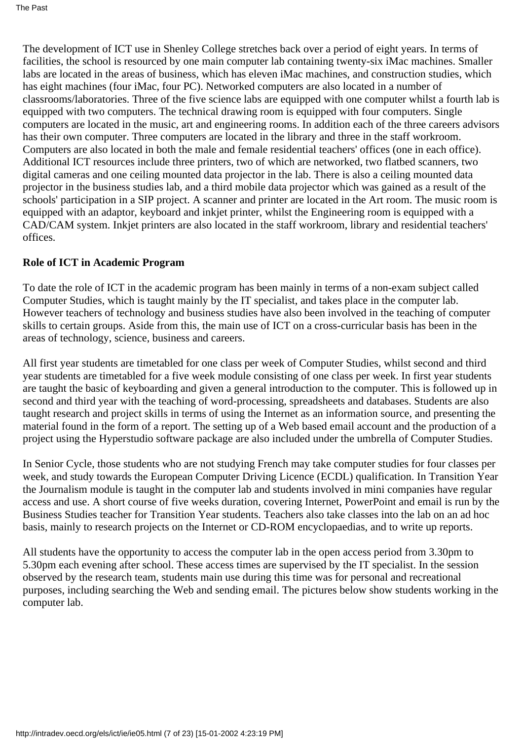The development of ICT use in Shenley College stretches back over a period of eight years. In terms of facilities, the school is resourced by one main computer lab containing twenty-six iMac machines. Smaller labs are located in the areas of business, which has eleven iMac machines, and construction studies, which has eight machines (four iMac, four PC). Networked computers are also located in a number of classrooms/laboratories. Three of the five science labs are equipped with one computer whilst a fourth lab is equipped with two computers. The technical drawing room is equipped with four computers. Single computers are located in the music, art and engineering rooms. In addition each of the three careers advisors has their own computer. Three computers are located in the library and three in the staff workroom. Computers are also located in both the male and female residential teachers' offices (one in each office). Additional ICT resources include three printers, two of which are networked, two flatbed scanners, two digital cameras and one ceiling mounted data projector in the lab. There is also a ceiling mounted data projector in the business studies lab, and a third mobile data projector which was gained as a result of the schools' participation in a SIP project. A scanner and printer are located in the Art room. The music room is equipped with an adaptor, keyboard and inkjet printer, whilst the Engineering room is equipped with a CAD/CAM system. Inkjet printers are also located in the staff workroom, library and residential teachers' offices.

**Role of ICT in Academic Program**

To date the role of ICT in the academic program has been mainly in terms of a non-exam subject called Computer Studies, which is taught mainly by the IT specialist, and takes place in the computer lab. However teachers of technology and business studies have also been involved in the teaching of computer skills to certain groups. Aside from this, the main use of ICT on a cross-curricular basis has been in the areas of technology, science, business and careers.

All first year students are timetabled for one class per week of Computer Studies, whilst second and third year students are timetabled for a five week module consisting of one class per week. In first year students are taught the basic of keyboarding and given a general introduction to the computer. This is followed up in second and third year with the teaching of word-processing, spreadsheets and databases. Students are also taught research and project skills in terms of using the Internet as an information source, and presenting the material found in the form of a report. The setting up of a Web based email account and the production of a project using the Hyperstudio software package are also included under the umbrella of Computer Studies.

In Senior Cycle, those students who are not studying French may take computer studies for four classes per week, and study towards the European Computer Driving Licence (ECDL) qualification. In Transition Year the Journalism module is taught in the computer lab and students involved in mini companies have regular access and use. A short course of five weeks duration, covering Internet, PowerPoint and email is run by the Business Studies teacher for Transition Year students. Teachers also take classes into the lab on an ad hoc basis, mainly to research projects on the Internet or CD-ROM encyclopaedias, and to write up reports.

All students have the opportunity to access the computer lab in the open access period from 3.30pm to 5.30pm each evening after school. These access times are supervised by the IT specialist. In the session observed by the research team, students main use during this time was for personal and recreational purposes, including searching the Web and sending email. The pictures below show students working in the computer lab.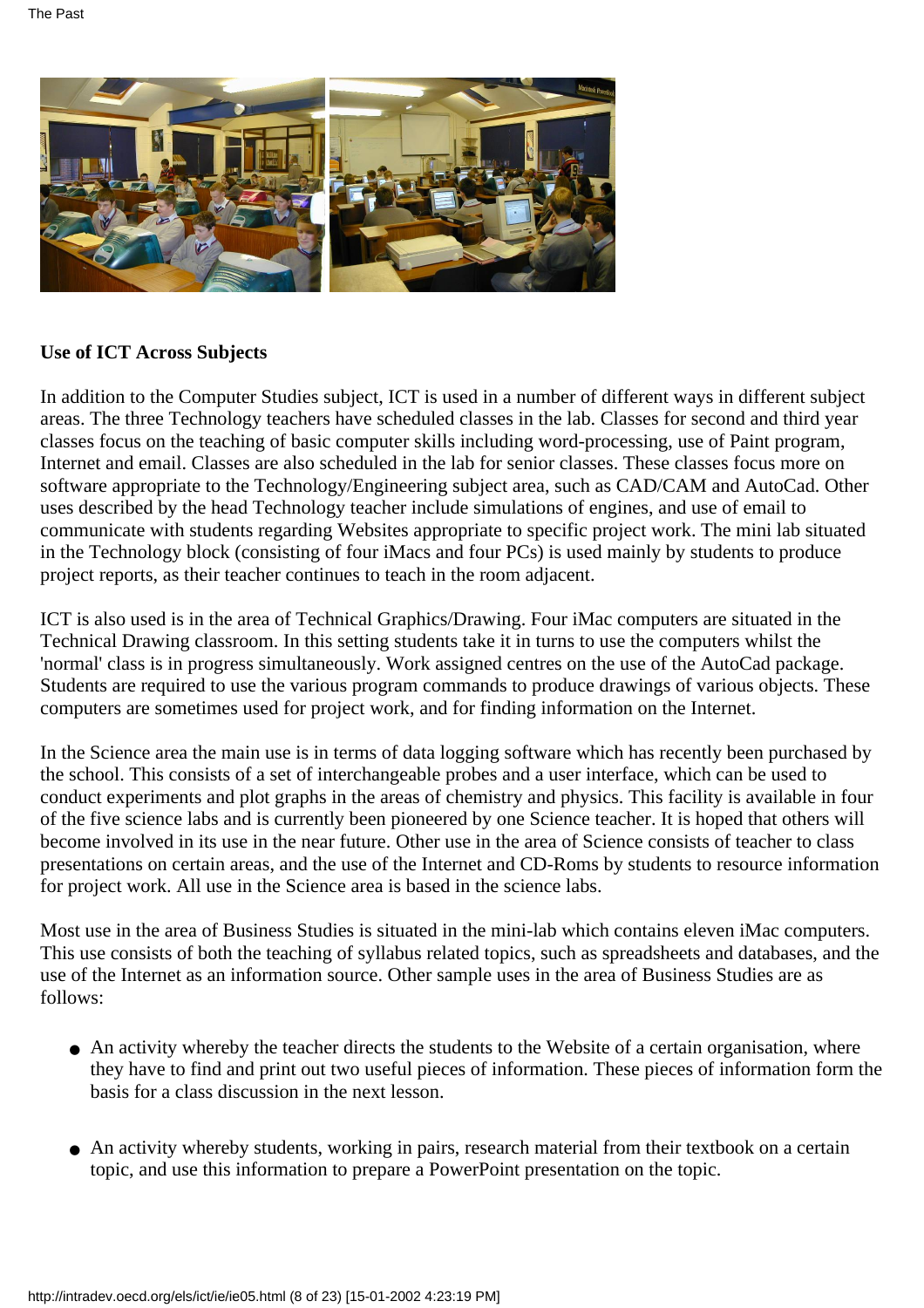**Use of ICT Across Subjects**

In addition to the Computer Studies subject, ICT is used in a number of different ways in different subject areas. The three Technology teachers have scheduled classes in the lab. Classes for second and third year classes focus on the teaching of basic computer skills including word-processing, use of Paint program, Internet and email. Classes are also scheduled in the lab for senior classes. These classes focus more on software appropriate to the Technology/Engineering subject area, such as CAD/CAM and AutoCad. Other uses described by the head Technology teacher include simulations of engines, and use of email to communicate with students regarding Websites appropriate to specific project work. The mini lab situated in the Technology block (consisting of four iMacs and four PCs) is used mainly by students to produce project reports, as their teacher continues to teach in the room adjacent.

ICT is also used is in the area of Technical Graphics/Drawing. Four iMac computers are situated in the Technical Drawing classroom. In this setting students take it in turns to use the computers whilst the 'normal' class is in progress simultaneously. Work assigned centres on the use of the AutoCad package. Students are required to use the various program commands to produce drawings of various objects. These computers are sometimes used for project work, and for finding information on the Internet.

In the Science area the main use is in terms of data logging software which has recently been purchased by the school. This consists of a set of interchangeable probes and a user interface, which can be used to conduct experiments and plot graphs in the areas of chemistry and physics. This facility is available in four of the five science labs and is currently been pioneered by one Science teacher. It is hoped that others will become involved in its use in the near future. Other use in the area of Science consists of teacher to class presentations on certain areas, and the use of the Internet and CD-Roms by students to resource information for project work. All use in the Science area is based in the science labs.

Most use in the area of Business Studies is situated in the mini-lab which contains eleven iMac computers. This use consists of both the teaching of syllabus related topics, such as spreadsheets and databases, and the use of the Internet as an information source. Other sample uses in the area of Business Studies are as follows:

- An activity whereby the teacher directs the students to the Website of a certain organisation, where they have to find and print out two useful pieces of information. These pieces of information form the basis for a class discussion in the next lesson.

- An activity whereby students, working in pairs, research material from their textbook on a certain topic, and use this information to prepare a PowerPoint presentation on the topic.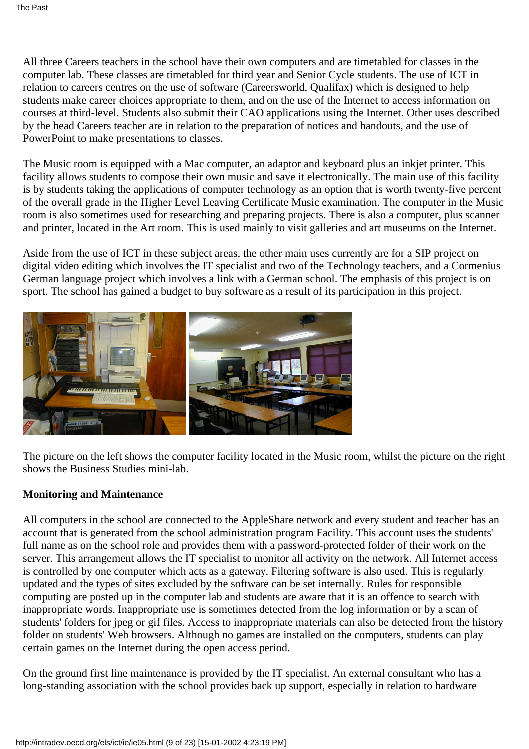All three Careers teachers in the school have their own computers and are timetabled for classes in the computer lab. These classes are timetabled for third year and Senior Cycle students. The use of ICT in relation to careers centres on the use of software (Careersworld, Qualifax) which is designed to help students make career choices appropriate to them, and on the use of the Internet to access information on courses at third-level. Students also submit their CAO applications using the Internet. Other uses described by the head Careers teacher are in relation to the preparation of notices and handouts, and the use of PowerPoint to make presentations to classes.

The Music room is equipped with a Mac computer, an adaptor and keyboard plus an inkjet printer. This facility allows students to compose their own music and save it electronically. The main use of this facility is by students taking the applications of computer technology as an option that is worth twenty-five percent of the overall grade in the Higher Level Leaving Certificate Music examination. The computer in the Music room is also sometimes used for researching and preparing projects. There is also a computer, plus scanner and printer, located in the Art room. This is used mainly to visit galleries and art museums on the Internet.

Aside from the use of ICT in these subject areas, the other main uses currently are for a SIP project on digital video editing which involves the IT specialist and two of the Technology teachers, and a Cormenius German language project which involves a link with a German school. The emphasis of this project is on sport. The school has gained a budget to buy software as a result of its participation in this project.

The picture on the left shows the computer facility located in the Music room, whilst the picture on the right shows the Business Studies mini-lab.

**Monitoring and Maintenance**

All computers in the school are connected to the AppleShare network and every student and teacher has an account that is generated from the school administration program Facility. This account uses the students' full name as on the school role and provides them with a password-protected folder of their work on the server. This arrangement allows the IT specialist to monitor all activity on the network. All Internet access is controlled by one computer which acts as a gateway. Filtering software is also used. This is regularly updated and the types of sites excluded by the software can be set internally. Rules for responsible computing are posted up in the computer lab and students are aware that it is an offence to search with inappropriate words. Inappropriate use is sometimes detected from the log information or by a scan of students' folders for jpeg or gif files. Access to inappropriate materials can also be detected from the history folder on students' Web browsers. Although no games are installed on the computers, students can play certain games on the Internet during the open access period.

On the ground first line maintenance is provided by the IT specialist. An external consultant who has a long-standing association with the school provides back up support, especially in relation to hardware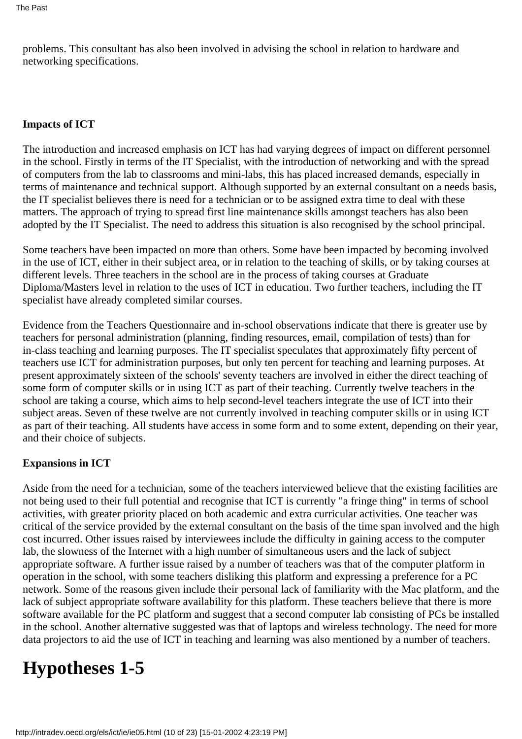problems. This consultant has also been involved in advising the school in relation to hardware and networking specifications.

**Impacts of ICT**

The introduction and increased emphasis on ICT has had varying degrees of impact on different personnel in the school. Firstly in terms of the IT Specialist, with the introduction of networking and with the spread of computers from the lab to classrooms and mini-labs, this has placed increased demands, especially in terms of maintenance and technical support. Although supported by an external consultant on a needs basis, the IT specialist believes there is need for a technician or to be assigned extra time to deal with these matters. The approach of trying to spread first line maintenance skills amongst teachers has also been adopted by the IT Specialist. The need to address this situation is also recognised by the school principal.

Some teachers have been impacted on more than others. Some have been impacted by becoming involved in the use of ICT, either in their subject area, or in relation to the teaching of skills, or by taking courses at different levels. Three teachers in the school are in the process of taking courses at Graduate Diploma/Masters level in relation to the uses of ICT in education. Two further teachers, including the IT specialist have already completed similar courses.

Evidence from the Teachers Questionnaire and in-school observations indicate that there is greater use by teachers for personal administration (planning, finding resources, email, compilation of tests) than for in-class teaching and learning purposes. The IT specialist speculates that approximately fifty percent of teachers use ICT for administration purposes, but only ten percent for teaching and learning purposes. At present approximately sixteen of the schools' seventy teachers are involved in either the direct teaching of some form of computer skills or in using ICT as part of their teaching. Currently twelve teachers in the school are taking a course, which aims to help second-level teachers integrate the use of ICT into their subject areas. Seven of these twelve are not currently involved in teaching computer skills or in using ICT as part of their teaching. All students have access in some form and to some extent, depending on their year, and their choice of subjects.

**Expansions in ICT**

Aside from the need for a technician, some of the teachers interviewed believe that the existing facilities are not being used to their full potential and recognise that ICT is currently "a fringe thing" in terms of school activities, with greater priority placed on both academic and extra curricular activities. One teacher was critical of the service provided by the external consultant on the basis of the time span involved and the high cost incurred. Other issues raised by interviewees include the difficulty in gaining access to the computer lab, the slowness of the Internet with a high number of simultaneous users and the lack of subject appropriate software. A further issue raised by a number of teachers was that of the computer platform in operation in the school, with some teachers disliking this platform and expressing a preference for a PC network. Some of the reasons given include their personal lack of familiarity with the Mac platform, and the lack of subject appropriate software availability for this platform. These teachers believe that there is more software available for the PC platform and suggest that a second computer lab consisting of PCs be installed in the school. Another alternative suggested was that of laptops and wireless technology. The need for more data projectors to aid the use of ICT in teaching and learning was also mentioned by a number of teachers.

# Hypotheses 1-5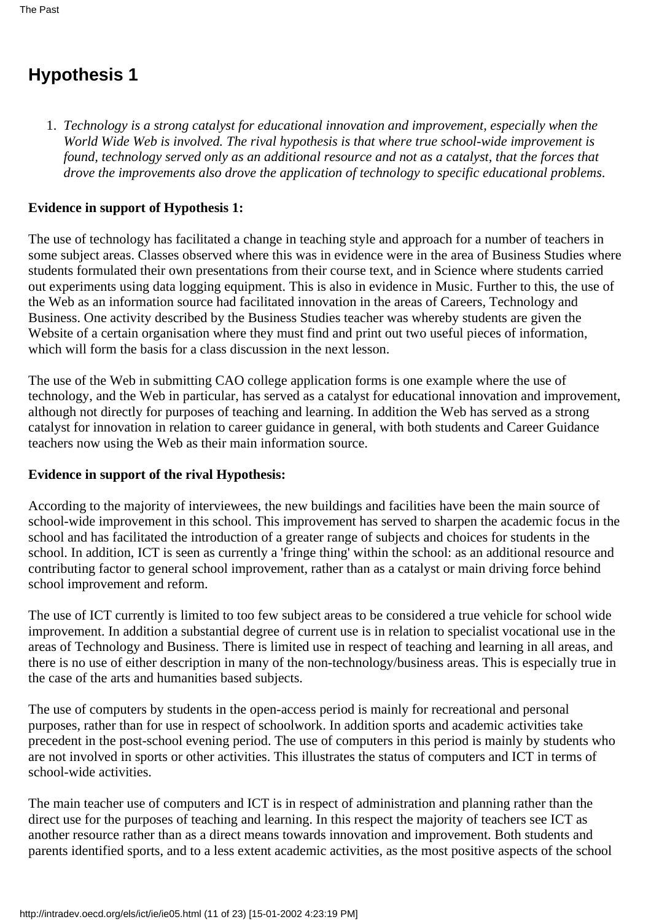## Hypothesis 1

1. *Technology is a strong catalyst for educational innovation and improvement, especially when the World Wide Web is involved. The rival hypothesis is that where true school-wide improvement is found, technology served only as an additional resource and not as a catalyst, that the forces that drove the improvements also drove the application of technology to specific educational problems.*

**Evidence in support of Hypothesis 1:**

The use of technology has facilitated a change in teaching style and approach for a number of teachers in some subject areas. Classes observed where this was in evidence were in the area of Business Studies where students formulated their own presentations from their course text, and in Science where students carried out experiments using data logging equipment. This is also in evidence in Music. Further to this, the use of the Web as an information source had facilitated innovation in the areas of Careers, Technology and Business. One activity described by the Business Studies teacher was whereby students are given the Website of a certain organisation where they must find and print out two useful pieces of information, which will form the basis for a class discussion in the next lesson.

The use of the Web in submitting CAO college application forms is one example where the use of technology, and the Web in particular, has served as a catalyst for educational innovation and improvement, although not directly for purposes of teaching and learning. In addition the Web has served as a strong catalyst for innovation in relation to career guidance in general, with both students and Career Guidance teachers now using the Web as their main information source.

**Evidence in support of the rival Hypothesis:**

According to the majority of interviewees, the new buildings and facilities have been the main source of school-wide improvement in this school. This improvement has served to sharpen the academic focus in the school and has facilitated the introduction of a greater range of subjects and choices for students in the school. In addition, ICT is seen as currently a 'fringe thing' within the school: as an additional resource and contributing factor to general school improvement, rather than as a catalyst or main driving force behind school improvement and reform.

The use of ICT currently is limited to too few subject areas to be considered a true vehicle for school wide improvement. In addition a substantial degree of current use is in relation to specialist vocational use in the areas of Technology and Business. There is limited use in respect of teaching and learning in all areas, and there is no use of either description in many of the non-technology/business areas. This is especially true in the case of the arts and humanities based subjects.

The use of computers by students in the open-access period is mainly for recreational and personal purposes, rather than for use in respect of schoolwork. In addition sports and academic activities take precedent in the post-school evening period. The use of computers in this period is mainly by students who are not involved in sports or other activities. This illustrates the status of computers and ICT in terms of school-wide activities.

The main teacher use of computers and ICT is in respect of administration and planning rather than the direct use for the purposes of teaching and learning. In this respect the majority of teachers see ICT as another resource rather than as a direct means towards innovation and improvement. Both students and parents identified sports, and to a less extent academic activities, as the most positive aspects of the school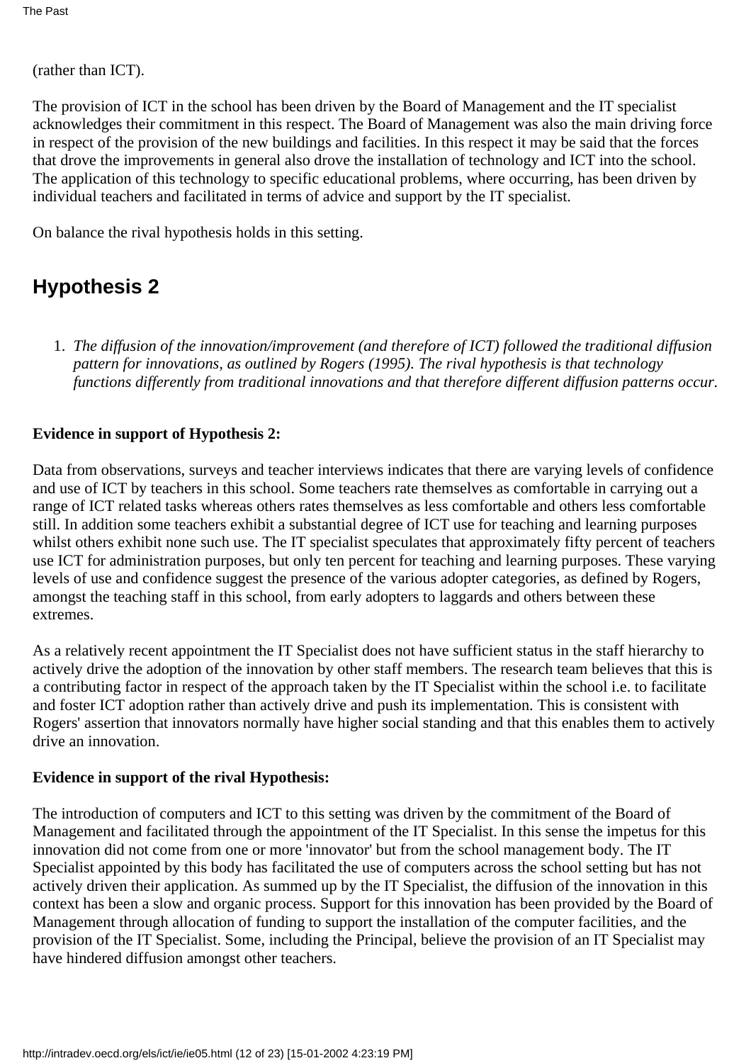(rather than ICT).

The provision of ICT in the school has been driven by the Board of Management and the IT specialist acknowledges their commitment in this respect. The Board of Management was also the main driving force in respect of the provision of the new buildings and facilities. In this respect it may be said that the forces that drove the improvements in general also drove the installation of technology and ICT into the school. The application of this technology to specific educational problems, where occurring, has been driven by individual teachers and facilitated in terms of advice and support by the IT specialist.

On balance the rival hypothesis holds in this setting.

## Hypothesis 2

1. *The diffusion of the innovation/improvement (and therefore of ICT) followed the traditional diffusion pattern for innovations, as outlined by Rogers (1995). The rival hypothesis is that technology functions differently from traditional innovations and that therefore different diffusion patterns occur.*

**Evidence in support of Hypothesis 2:**

Data from observations, surveys and teacher interviews indicates that there are varying levels of confidence and use of ICT by teachers in this school. Some teachers rate themselves as comfortable in carrying out a range of ICT related tasks whereas others rates themselves as less comfortable and others less comfortable still. In addition some teachers exhibit a substantial degree of ICT use for teaching and learning purposes whilst others exhibit none such use. The IT specialist speculates that approximately fifty percent of teachers use ICT for administration purposes, but only ten percent for teaching and learning purposes. These varying levels of use and confidence suggest the presence of the various adopter categories, as defined by Rogers, amongst the teaching staff in this school, from early adopters to laggards and others between these extremes.

As a relatively recent appointment the IT Specialist does not have sufficient status in the staff hierarchy to actively drive the adoption of the innovation by other staff members. The research team believes that this is a contributing factor in respect of the approach taken by the IT Specialist within the school i.e. to facilitate and foster ICT adoption rather than actively drive and push its implementation. This is consistent with Rogers' assertion that innovators normally have higher social standing and that this enables them to actively drive an innovation.

**Evidence in support of the rival Hypothesis:**

The introduction of computers and ICT to this setting was driven by the commitment of the Board of Management and facilitated through the appointment of the IT Specialist. In this sense the impetus for this innovation did not come from one or more 'innovator' but from the school management body. The IT Specialist appointed by this body has facilitated the use of computers across the school setting but has not actively driven their application. As summed up by the IT Specialist, the diffusion of the innovation in this context has been a slow and organic process. Support for this innovation has been provided by the Board of Management through allocation of funding to support the installation of the computer facilities, and the provision of the IT Specialist. Some, including the Principal, believe the provision of an IT Specialist may have hindered diffusion amongst other teachers.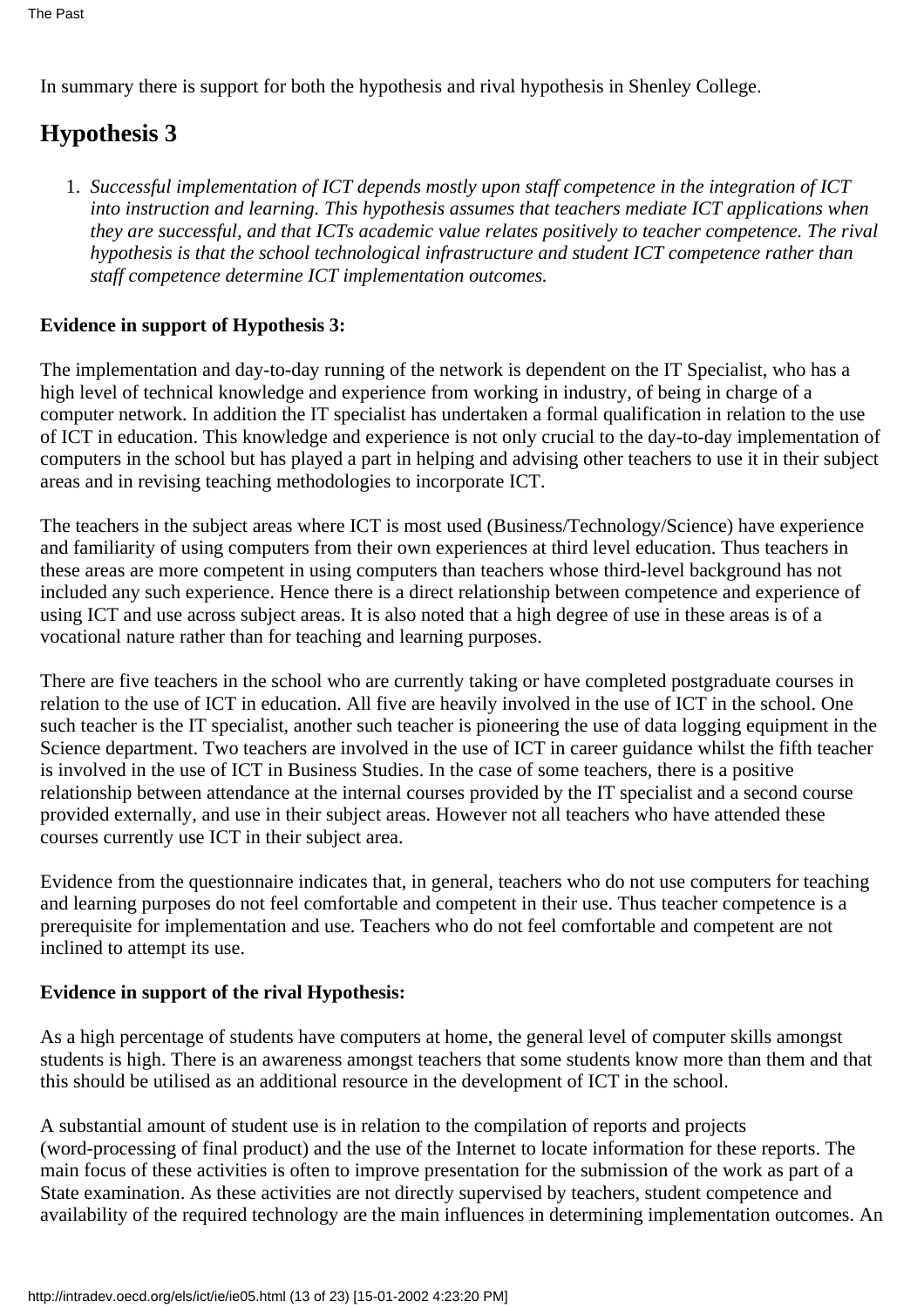In summary there is support for both the hypothesis and rival hypothesis in Shenley College.

## Hypothesis 3

1. *Successful implementation of ICT depends mostly upon staff competence in the integration of ICT into instruction and learning. This hypothesis assumes that teachers mediate ICT applications when they are successful, and that ICTs academic value relates positively to teacher competence. The rival hypothesis is that the school technological infrastructure and student ICT competence rather than staff competence determine ICT implementation outcomes.*

**Evidence in support of Hypothesis 3:**

The implementation and day-to-day running of the network is dependent on the IT Specialist, who has a high level of technical knowledge and experience from working in industry, of being in charge of a computer network. In addition the IT specialist has undertaken a formal qualification in relation to the use of ICT in education. This knowledge and experience is not only crucial to the day-to-day implementation of computers in the school but has played a part in helping and advising other teachers to use it in their subject areas and in revising teaching methodologies to incorporate ICT.

The teachers in the subject areas where ICT is most used (Business/Technology/Science) have experience and familiarity of using computers from their own experiences at third level education. Thus teachers in these areas are more competent in using computers than teachers whose third-level background has not included any such experience. Hence there is a direct relationship between competence and experience of using ICT and use across subject areas. It is also noted that a high degree of use in these areas is of a vocational nature rather than for teaching and learning purposes.

There are five teachers in the school who are currently taking or have completed postgraduate courses in relation to the use of ICT in education. All five are heavily involved in the use of ICT in the school. One such teacher is the IT specialist, another such teacher is pioneering the use of data logging equipment in the Science department. Two teachers are involved in the use of ICT in career guidance whilst the fifth teacher is involved in the use of ICT in Business Studies. In the case of some teachers, there is a positive relationship between attendance at the internal courses provided by the IT specialist and a second course provided externally, and use in their subject areas. However not all teachers who have attended these courses currently use ICT in their subject area.

Evidence from the questionnaire indicates that, in general, teachers who do not use computers for teaching and learning purposes do not feel comfortable and competent in their use. Thus teacher competence is a prerequisite for implementation and use. Teachers who do not feel comfortable and competent are not inclined to attempt its use.

**Evidence in support of the rival Hypothesis:**

As a high percentage of students have computers at home, the general level of computer skills amongst students is high. There is an awareness amongst teachers that some students know more than them and that this should be utilised as an additional resource in the development of ICT in the school.

A substantial amount of student use is in relation to the compilation of reports and projects (word-processing of final product) and the use of the Internet to locate information for these reports. The main focus of these activities is often to improve presentation for the submission of the work as part of a State examination. As these activities are not directly supervised by teachers, student competence and availability of the required technology are the main influences in determining implementation outcomes. An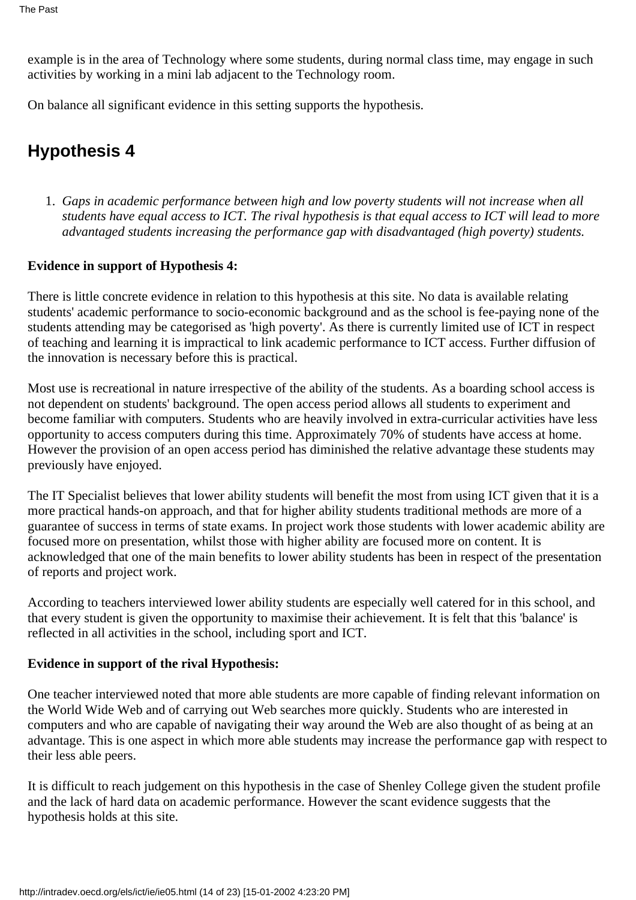example is in the area of Technology where some students, during normal class time, may engage in such activities by working in a mini lab adjacent to the Technology room.

On balance all significant evidence in this setting supports the hypothesis.

## Hypothesis 4

1. *Gaps in academic performance between high and low poverty students will not increase when all students have equal access to ICT. The rival hypothesis is that equal access to ICT will lead to more advantaged students increasing the performance gap with disadvantaged (high poverty) students.*

**Evidence in support of Hypothesis 4:**

There is little concrete evidence in relation to this hypothesis at this site. No data is available relating students' academic performance to socio-economic background and as the school is fee-paying none of the students attending may be categorised as 'high poverty'. As there is currently limited use of ICT in respect of teaching and learning it is impractical to link academic performance to ICT access. Further diffusion of the innovation is necessary before this is practical.

Most use is recreational in nature irrespective of the ability of the students. As a boarding school access is not dependent on students' background. The open access period allows all students to experiment and become familiar with computers. Students who are heavily involved in extra-curricular activities have less opportunity to access computers during this time. Approximately 70% of students have access at home. However the provision of an open access period has diminished the relative advantage these students may previously have enjoyed.

The IT Specialist believes that lower ability students will benefit the most from using ICT given that it is a more practical hands-on approach, and that for higher ability students traditional methods are more of a guarantee of success in terms of state exams. In project work those students with lower academic ability are focused more on presentation, whilst those with higher ability are focused more on content. It is acknowledged that one of the main benefits to lower ability students has been in respect of the presentation of reports and project work.

According to teachers interviewed lower ability students are especially well catered for in this school, and that every student is given the opportunity to maximise their achievement. It is felt that this 'balance' is reflected in all activities in the school, including sport and ICT.

**Evidence in support of the rival Hypothesis:**

One teacher interviewed noted that more able students are more capable of finding relevant information on the World Wide Web and of carrying out Web searches more quickly. Students who are interested in computers and who are capable of navigating their way around the Web are also thought of as being at an advantage. This is one aspect in which more able students may increase the performance gap with respect to their less able peers.

It is difficult to reach judgement on this hypothesis in the case of Shenley College given the student profile and the lack of hard data on academic performance. However the scant evidence suggests that the hypothesis holds at this site.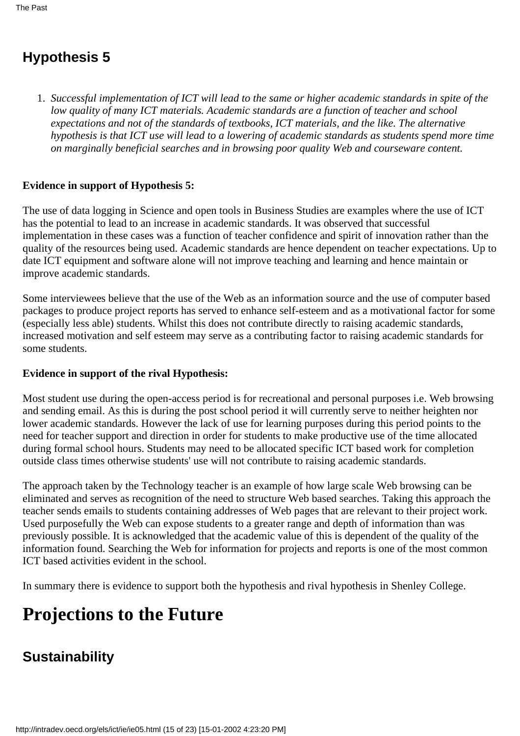## Hypothesis 5

1. *Successful implementation of ICT will lead to the same or higher academic standards in spite of the low quality of many ICT materials. Academic standards are a function of teacher and school expectations and not of the standards of textbooks, ICT materials, and the like. The alternative hypothesis is that ICT use will lead to a lowering of academic standards as students spend more time on marginally beneficial searches and in browsing poor quality Web and courseware content.*

**Evidence in support of Hypothesis 5:**

The use of data logging in Science and open tools in Business Studies are examples where the use of ICT has the potential to lead to an increase in academic standards. It was observed that successful implementation in these cases was a function of teacher confidence and spirit of innovation rather than the quality of the resources being used. Academic standards are hence dependent on teacher expectations. Up to date ICT equipment and software alone will not improve teaching and learning and hence maintain or improve academic standards.

Some interviewees believe that the use of the Web as an information source and the use of computer based packages to produce project reports has served to enhance self-esteem and as a motivational factor for some (especially less able) students. Whilst this does not contribute directly to raising academic standards, increased motivation and self esteem may serve as a contributing factor to raising academic standards for some students.

**Evidence in support of the rival Hypothesis:**

Most student use during the open-access period is for recreational and personal purposes i.e. Web browsing and sending email. As this is during the post school period it will currently serve to neither heighten nor lower academic standards. However the lack of use for learning purposes during this period points to the need for teacher support and direction in order for students to make productive use of the time allocated during formal school hours. Students may need to be allocated specific ICT based work for completion outside class times otherwise students' use will not contribute to raising academic standards.

The approach taken by the Technology teacher is an example of how large scale Web browsing can be eliminated and serves as recognition of the need to structure Web based searches. Taking this approach the teacher sends emails to students containing addresses of Web pages that are relevant to their project work. Used purposefully the Web can expose students to a greater range and depth of information than was previously possible. It is acknowledged that the academic value of this is dependent of the quality of the information found. Searching the Web for information for projects and reports is one of the most common ICT based activities evident in the school.

In summary there is evidence to support both the hypothesis and rival hypothesis in Shenley College.

# Projections to the Future

## Sustainability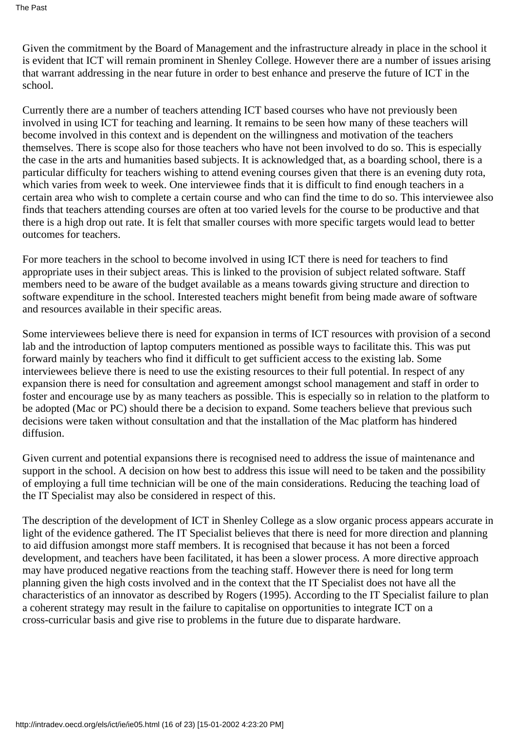Given the commitment by the Board of Management and the infrastructure already in place in the school it is evident that ICT will remain prominent in Shenley College. However there are a number of issues arising that warrant addressing in the near future in order to best enhance and preserve the future of ICT in the school.

Currently there are a number of teachers attending ICT based courses who have not previously been involved in using ICT for teaching and learning. It remains to be seen how many of these teachers will become involved in this context and is dependent on the willingness and motivation of the teachers themselves. There is scope also for those teachers who have not been involved to do so. This is especially the case in the arts and humanities based subjects. It is acknowledged that, as a boarding school, there is a particular difficulty for teachers wishing to attend evening courses given that there is an evening duty rota, which varies from week to week. One interviewee finds that it is difficult to find enough teachers in a certain area who wish to complete a certain course and who can find the time to do so. This interviewee also finds that teachers attending courses are often at too varied levels for the course to be productive and that there is a high drop out rate. It is felt that smaller courses with more specific targets would lead to better outcomes for teachers.

For more teachers in the school to become involved in using ICT there is need for teachers to find appropriate uses in their subject areas. This is linked to the provision of subject related software. Staff members need to be aware of the budget available as a means towards giving structure and direction to software expenditure in the school. Interested teachers might benefit from being made aware of software and resources available in their specific areas.

Some interviewees believe there is need for expansion in terms of ICT resources with provision of a second lab and the introduction of laptop computers mentioned as possible ways to facilitate this. This was put forward mainly by teachers who find it difficult to get sufficient access to the existing lab. Some interviewees believe there is need to use the existing resources to their full potential. In respect of any expansion there is need for consultation and agreement amongst school management and staff in order to foster and encourage use by as many teachers as possible. This is especially so in relation to the platform to be adopted (Mac or PC) should there be a decision to expand. Some teachers believe that previous such decisions were taken without consultation and that the installation of the Mac platform has hindered diffusion.

Given current and potential expansions there is recognised need to address the issue of maintenance and support in the school. A decision on how best to address this issue will need to be taken and the possibility of employing a full time technician will be one of the main considerations. Reducing the teaching load of the IT Specialist may also be considered in respect of this.

The description of the development of ICT in Shenley College as a slow organic process appears accurate in light of the evidence gathered. The IT Specialist believes that there is need for more direction and planning to aid diffusion amongst more staff members. It is recognised that because it has not been a forced development, and teachers have been facilitated, it has been a slower process. A more directive approach may have produced negative reactions from the teaching staff. However there is need for long term planning given the high costs involved and in the context that the IT Specialist does not have all the characteristics of an innovator as described by Rogers (1995). According to the IT Specialist failure to plan a coherent strategy may result in the failure to capitalise on opportunities to integrate ICT on a cross-curricular basis and give rise to problems in the future due to disparate hardware.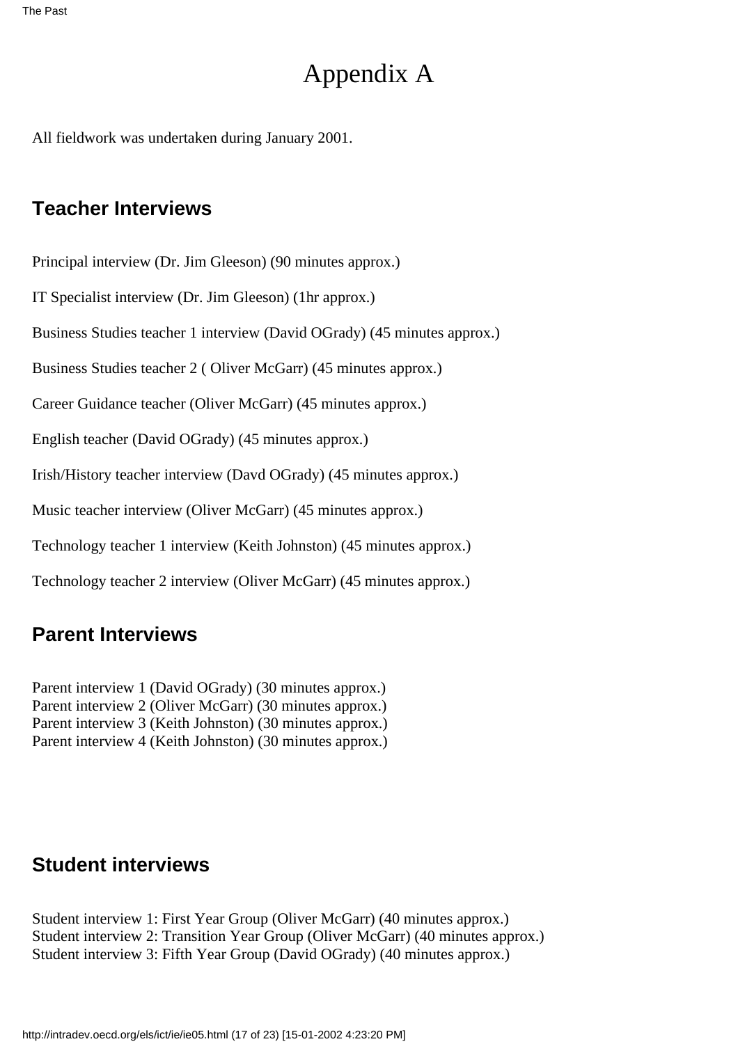# Appendix A

All fieldwork was undertaken during January 2001.

## Teacher Interviews

Principal interview (Dr. Jim Gleeson) (90 minutes approx.)

IT Specialist interview (Dr. Jim Gleeson) (1hr approx.)

Business Studies teacher 1 interview (David OGrady) (45 minutes approx.)

Business Studies teacher 2 ( Oliver McGarr) (45 minutes approx.)

Career Guidance teacher (Oliver McGarr) (45 minutes approx.)

English teacher (David OGrady) (45 minutes approx.)

Irish/History teacher interview (Davd OGrady) (45 minutes approx.)

Music teacher interview (Oliver McGarr) (45 minutes approx.)

Technology teacher 1 interview (Keith Johnston) (45 minutes approx.)

Technology teacher 2 interview (Oliver McGarr) (45 minutes approx.)

## Parent Interviews

Parent interview 1 (David OGrady) (30 minutes approx.)
Parent interview 2 (Oliver McGarr) (30 minutes approx.)
Parent interview 3 (Keith Johnston) (30 minutes approx.)
Parent interview 4 (Keith Johnston) (30 minutes approx.)

## Student interviews

Student interview 1: First Year Group (Oliver McGarr) (40 minutes approx.)
Student interview 2: Transition Year Group (Oliver McGarr) (40 minutes approx.)
Student interview 3: Fifth Year Group (David OGrady) (40 minutes approx.)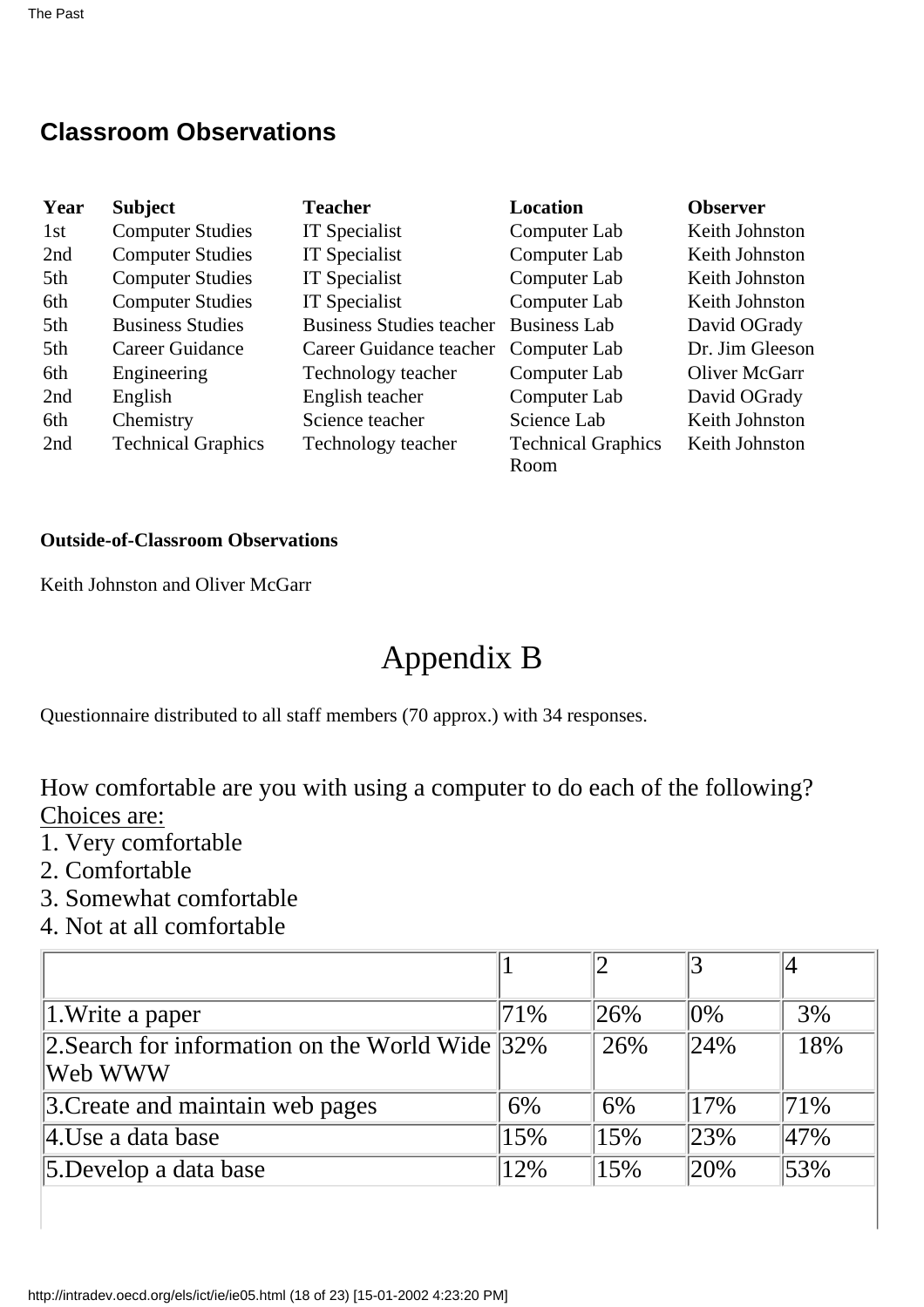## Classroom Observations

| Year | Subject | Teacher | Location | Observer |
|---|---|---|---|---|
| 1st | Computer Studies | IT Specialist | Computer Lab | Keith Johnston |
| 2nd | Computer Studies | IT Specialist | Computer Lab | Keith Johnston |
| 5th | Computer Studies | IT Specialist | Computer Lab | Keith Johnston |
| 6th | Computer Studies | IT Specialist | Computer Lab | Keith Johnston |
| 5th | Business Studies | Business Studies teacher | Business Lab | David OGrady |
| 5th | Career Guidance | Career Guidance teacher | Computer Lab | Dr. Jim Gleeson |
| 6th | Engineering | Technology teacher | Computer Lab | Oliver McGarr |
| 2nd | English | English teacher | Computer Lab | David OGrady |
| 6th | Chemistry | Science teacher | Science Lab | Keith Johnston |
| 2nd | Technical Graphics | Technology teacher | Technical Graphics Room | Keith Johnston |

**Outside-of-Classroom Observations**

Keith Johnston and Oliver McGarr

# Appendix B

Questionnaire distributed to all staff members (70 approx.) with 34 responses.

How comfortable are you with using a computer to do each of the following?
Choices are:
1. Very comfortable
2. Comfortable
3. Somewhat comfortable
4. Not at all comfortable

| | 1 | 2 | 3 | 4 |
|---|---|---|---|---|
| 1.Write a paper | 71% | 26% | 0% | 3% |
| 2.Search for information on the World Wide Web WWW | 32% | 26% | 24% | 18% |
| 3.Create and maintain web pages | 6% | 6% | 17% | 71% |
| 4.Use a data base | 15% | 15% | 23% | 47% |
| 5.Develop a data base | 12% | 15% | 20% | 53% |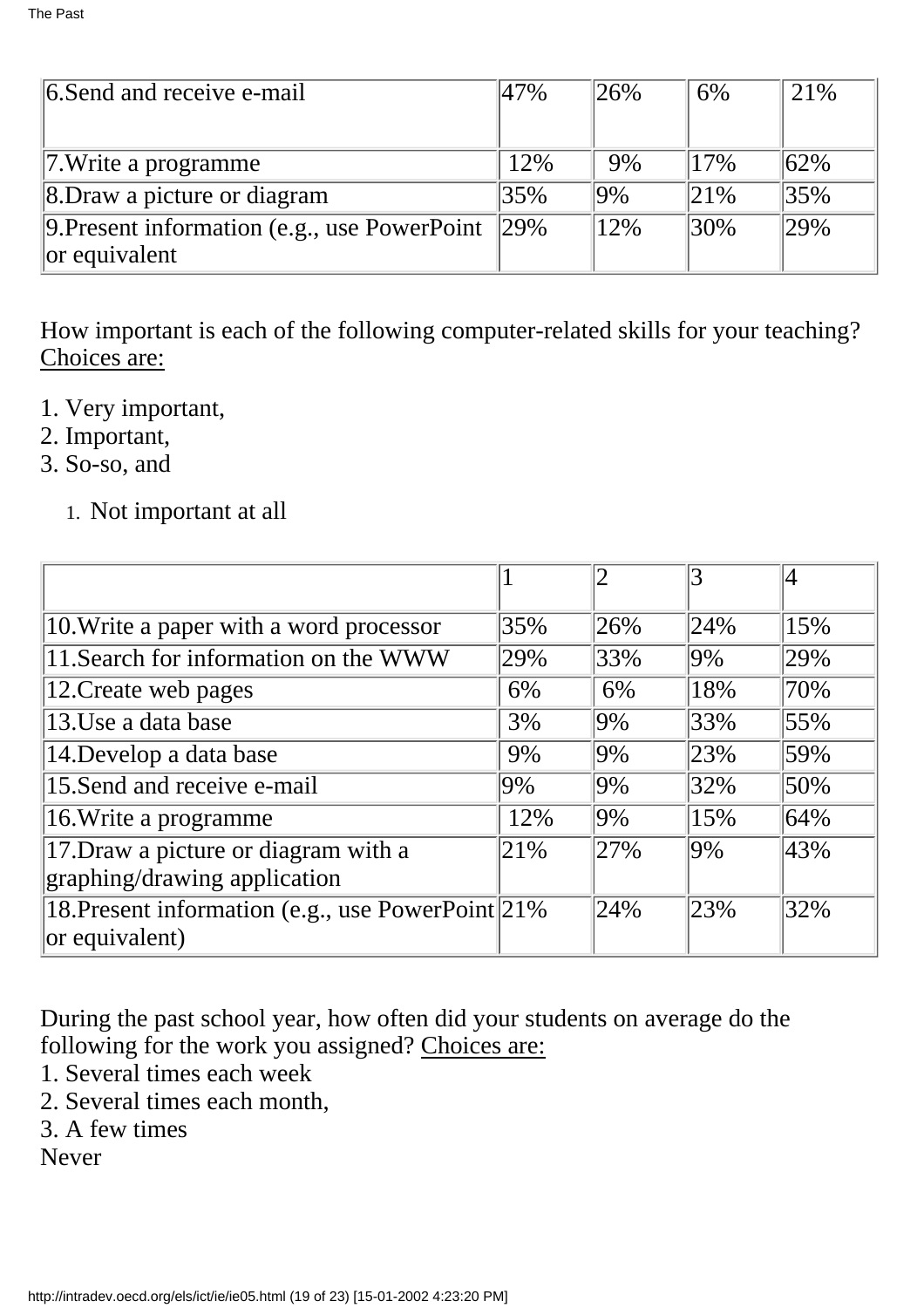| | | | | |
|---|---|---|---|---|
| 6.Send and receive e-mail | 47% | 26% | 6% | 21% |
| 7.Write a programme | 12% | 9% | 17% | 62% |
| 8.Draw a picture or diagram | 35% | 9% | 21% | 35% |
| 9.Present information (e.g., use PowerPoint or equivalent | 29% | 12% | 30% | 29% |

How important is each of the following computer-related skills for your teaching? Choices are:

1. Very important,
2. Important,
3. So-so, and

 1. Not important at all

| | 1 | 2 | 3 | 4 |
|---|---|---|---|---|
| 10.Write a paper with a word processor | 35% | 26% | 24% | 15% |
| 11.Search for information on the WWW | 29% | 33% | 9% | 29% |
| 12.Create web pages | 6% | 6% | 18% | 70% |
| 13.Use a data base | 3% | 9% | 33% | 55% |
| 14.Develop a data base | 9% | 9% | 23% | 59% |
| 15.Send and receive e-mail | 9% | 9% | 32% | 50% |
| 16.Write a programme | 12% | 9% | 15% | 64% |
| 17.Draw a picture or diagram with a graphing/drawing application | 21% | 27% | 9% | 43% |
| 18.Present information (e.g., use PowerPoint or equivalent) | 21% | 24% | 23% | 32% |

During the past school year, how often did your students on average do the following for the work you assigned? Choices are:

1. Several times each week
2. Several times each month,
3. A few times

Never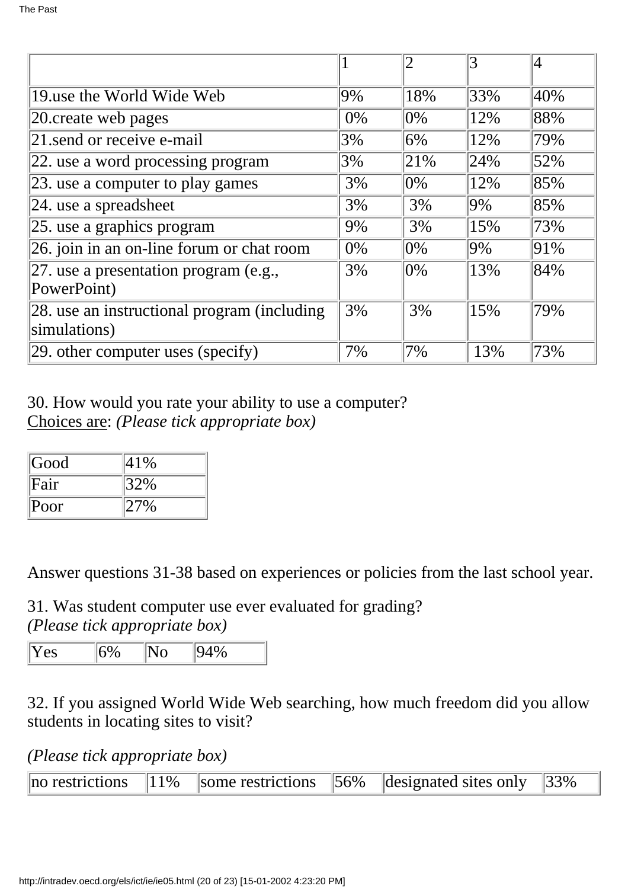| | 1 | 2 | 3 | 4 |
|---|---|---|---|---|
| 19.use the World Wide Web | 9% | 18% | 33% | 40% |
| 20.create web pages | 0% | 0% | 12% | 88% |
| 21.send or receive e-mail | 3% | 6% | 12% | 79% |
| 22. use a word processing program | 3% | 21% | 24% | 52% |
| 23. use a computer to play games | 3% | 0% | 12% | 85% |
| 24. use a spreadsheet | 3% | 3% | 9% | 85% |
| 25. use a graphics program | 9% | 3% | 15% | 73% |
| 26. join in an on-line forum or chat room | 0% | 0% | 9% | 91% |
| 27. use a presentation program (e.g., PowerPoint) | 3% | 0% | 13% | 84% |
| 28. use an instructional program (including simulations) | 3% | 3% | 15% | 79% |
| 29. other computer uses (specify) | 7% | 7% | 13% | 73% |

30. How would you rate your ability to use a computer?
Choices are: *(Please tick appropriate box)*

| Good | 41% |
|---|---|
| Fair | 32% |
| Poor | 27% |

Answer questions 31-38 based on experiences or policies from the last school year.

31. Was student computer use ever evaluated for grading?
*(Please tick appropriate box)*

| Yes | 6% | No | 94% |
|---|---|---|---|

32. If you assigned World Wide Web searching, how much freedom did you allow students in locating sites to visit?

*(Please tick appropriate box)*

| no restrictions | 11% | some restrictions | 56% | designated sites only | 33% |
|---|---|---|---|---|---|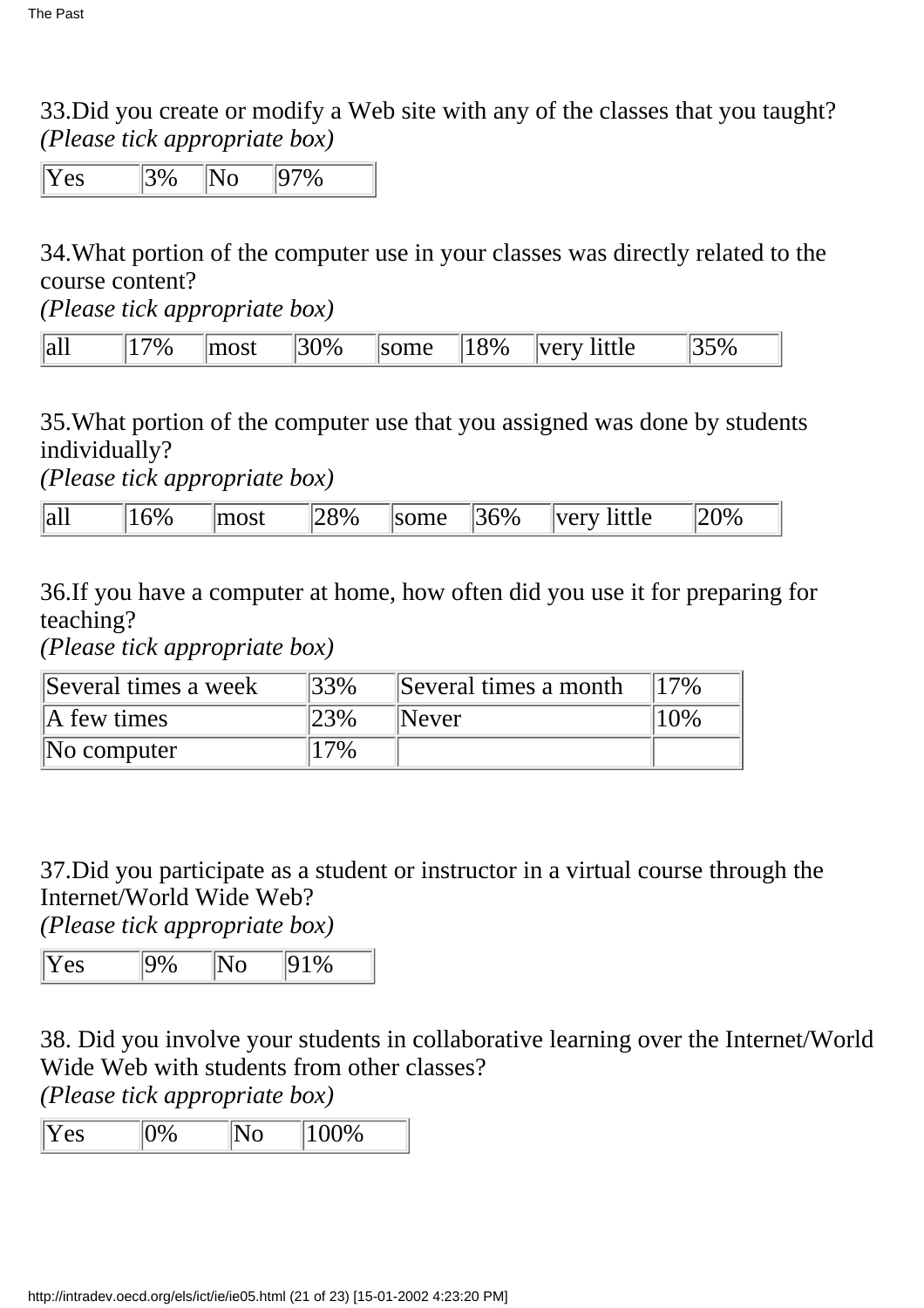33.Did you create or modify a Web site with any of the classes that you taught?
*(Please tick appropriate box)*

| Yes | 3% | No | 97% |
|---|---|---|---|

34.What portion of the computer use in your classes was directly related to the course content?
*(Please tick appropriate box)*

| all | 17% | most | 30% | some | 18% | very little | 35% |
|---|---|---|---|---|---|---|---|

35.What portion of the computer use that you assigned was done by students individually?
*(Please tick appropriate box)*

| all | 16% | most | 28% | some | 36% | very little | 20% |
|---|---|---|---|---|---|---|---|

36.If you have a computer at home, how often did you use it for preparing for teaching?
*(Please tick appropriate box)*

| Several times a week | 33% | Several times a month | 17% |
|---|---|---|---|
| A few times | 23% | Never | 10% |
| No computer | 17% | | |

37.Did you participate as a student or instructor in a virtual course through the Internet/World Wide Web?
*(Please tick appropriate box)*

| Yes | 9% | No | 91% |
|---|---|---|---|

38. Did you involve your students in collaborative learning over the Internet/World Wide Web with students from other classes?
*(Please tick appropriate box)*

| Yes | 0% | No | 100% |
|---|---|---|---|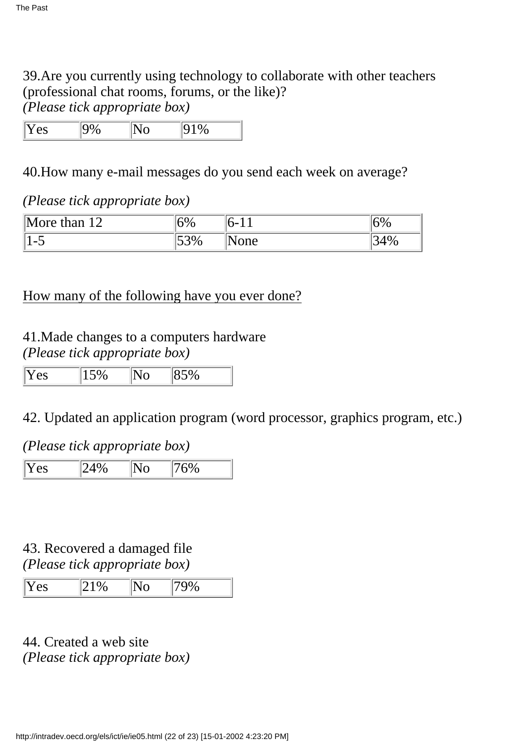39.Are you currently using technology to collaborate with other teachers (professional chat rooms, forums, or the like)?
*(Please tick appropriate box)*

| Yes | 9% | No | 91% |
|---|---|---|---|

40.How many e-mail messages do you send each week on average?

*(Please tick appropriate box)*

| More than 12 | 6% | 6-11 | 6% |
|---|---|---|---|
| 1-5 | 53% | None | 34% |

How many of the following have you ever done?

41.Made changes to a computers hardware
*(Please tick appropriate box)*

| Yes | 15% | No | 85% |
|---|---|---|---|

42. Updated an application program (word processor, graphics program, etc.)

*(Please tick appropriate box)*

| Yes | 24% | No | 76% |
|---|---|---|---|

43. Recovered a damaged file
*(Please tick appropriate box)*

| Yes | 21% | No | 79% |
|---|---|---|---|

44. Created a web site
*(Please tick appropriate box)*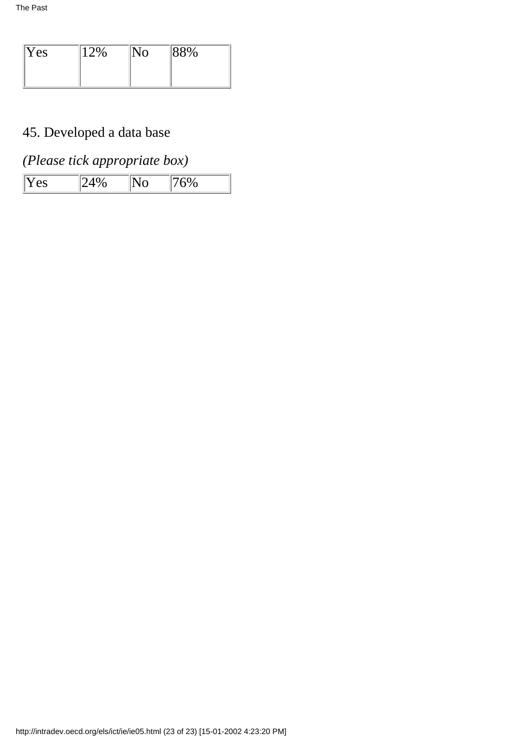| | | | |
|---|---|---|---|
| Yes | 12% | No | 88% |

45. Developed a data base

*(Please tick appropriate box)*

| | | | |
|---|---|---|---|
| Yes | 24% | No | 76% |